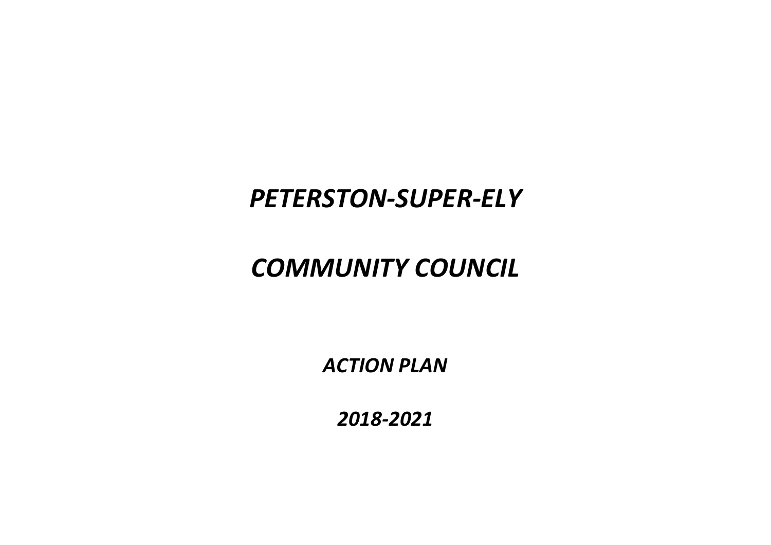# *PETERSTON-SUPER-ELY*

# *COMMUNITY COUNCIL*

## *ACTION PLAN*

## *2018-2021*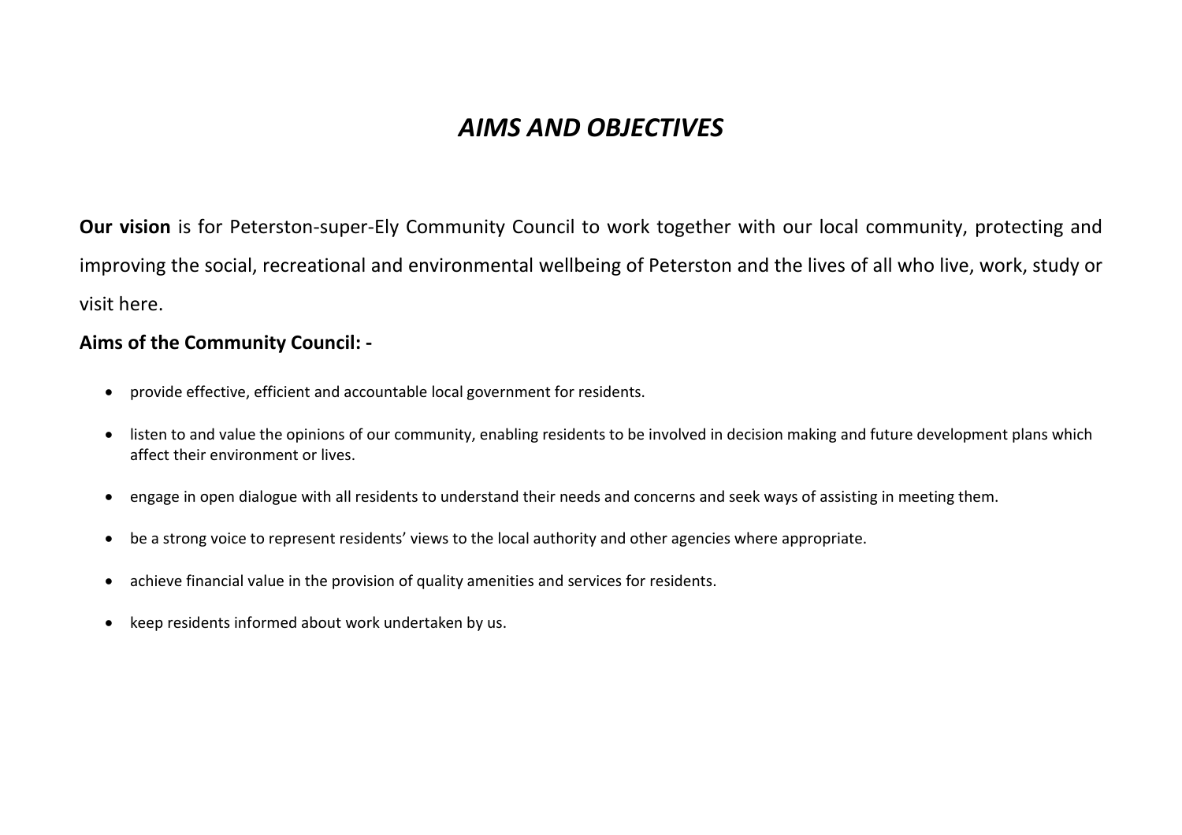# *AIMS AND OBJECTIVES*

**Our vision** is for Peterston-super-Ely Community Council to work together with our local community, protecting and improving the social, recreational and environmental wellbeing of Peterston and the lives of all who live, work, study or visit here.

**Aims of the Community Council: -**

- provide effective, efficient and accountable local government for residents.
- listen to and value the opinions of our community, enabling residents to be involved in decision making and future development plans which affect their environment or lives.
- engage in open dialogue with all residents to understand their needs and concerns and seek ways of assisting in meeting them.
- be a strong voice to represent residents' views to the local authority and other agencies where appropriate.
- achieve financial value in the provision of quality amenities and services for residents.
- keep residents informed about work undertaken by us.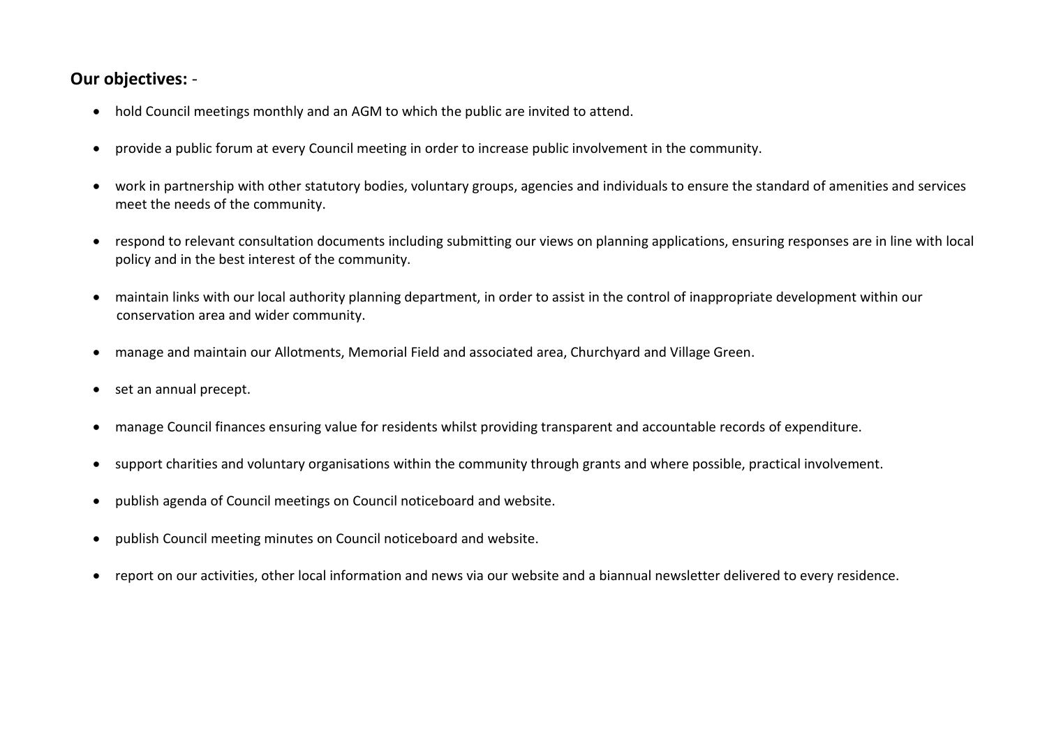**Our objectives:** -

- hold Council meetings monthly and an AGM to which the public are invited to attend.
- provide a public forum at every Council meeting in order to increase public involvement in the community.
- work in partnership with other statutory bodies, voluntary groups, agencies and individuals to ensure the standard of amenities and services meet the needs of the community.
- respond to relevant consultation documents including submitting our views on planning applications, ensuring responses are in line with local policy and in the best interest of the community.
- maintain links with our local authority planning department, in order to assist in the control of inappropriate development within our conservation area and wider community.
- manage and maintain our Allotments, Memorial Field and associated area, Churchyard and Village Green.
- set an annual precept.
- manage Council finances ensuring value for residents whilst providing transparent and accountable records of expenditure.
- support charities and voluntary organisations within the community through grants and where possible, practical involvement.
- publish agenda of Council meetings on Council noticeboard and website.
- publish Council meeting minutes on Council noticeboard and website.
- report on our activities, other local information and news via our website and a biannual newsletter delivered to every residence.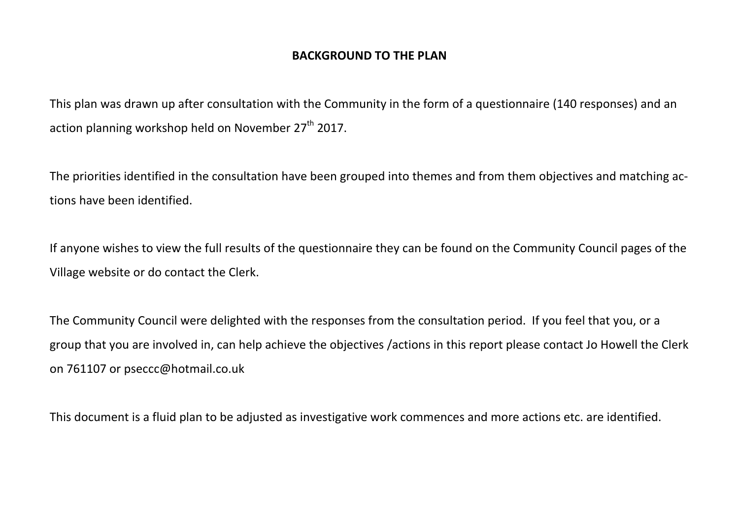# BACKGROUND TO THE PLAN

This plan was drawn up after consultation with the Community in the form of a questionnaire (140 responses) and an action planning workshop held on November 27th 2017.

The priorities identified in the consultation have been grouped into themes and from them objectives and matching actions have been identified.

If anyone wishes to view the full results of the questionnaire they can be found on the Community Council pages of the Village website or do contact the Clerk.

The Community Council were delighted with the responses from the consultation period. If you feel that you, or a group that you are involved in, can help achieve the objectives /actions in this report please contact Jo Howell the Clerk on 761107 or pseccc@hotmail.co.uk

This document is a fluid plan to be adjusted as investigative work commences and more actions etc. are identified.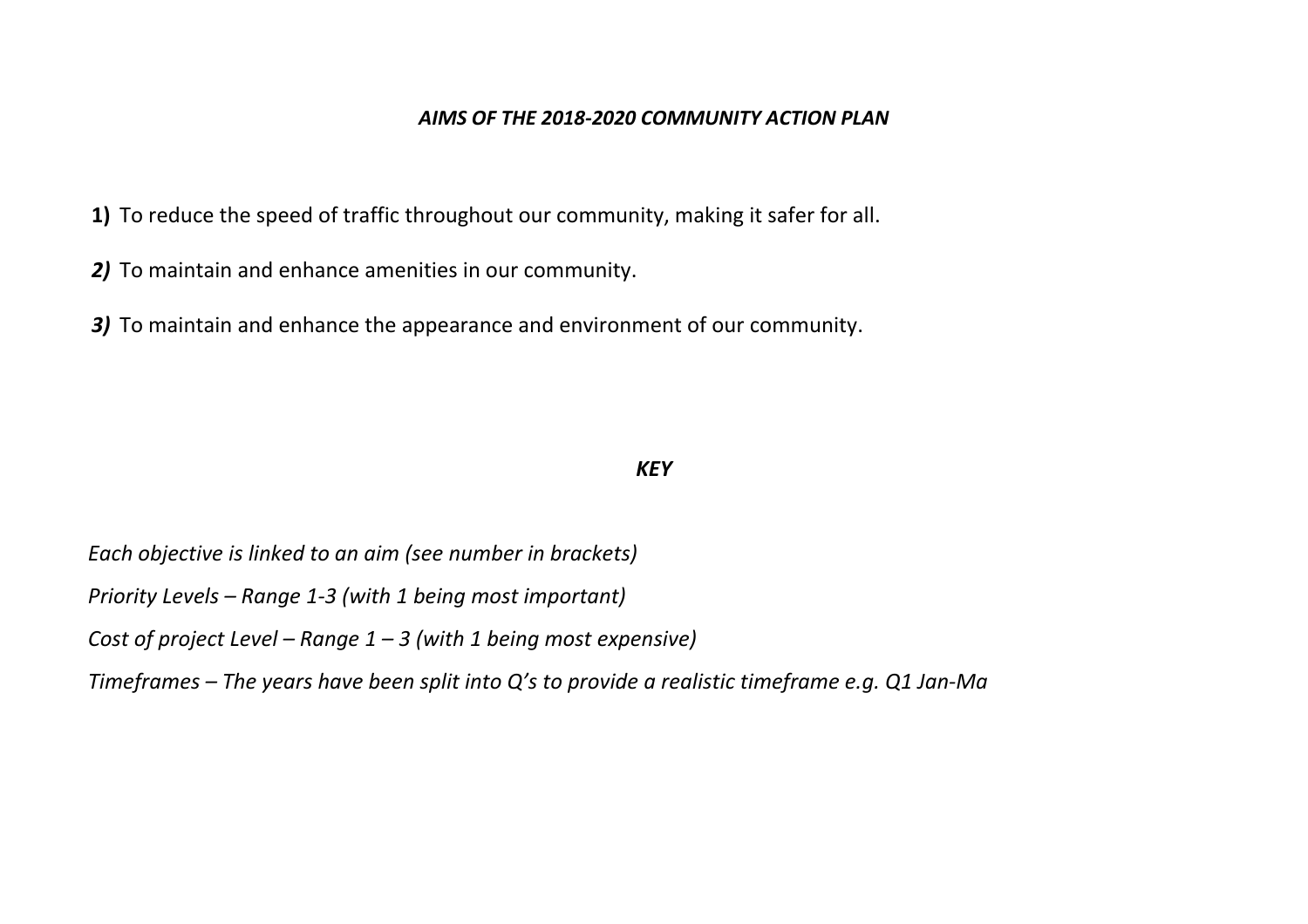***AIMS OF THE 2018-2020 COMMUNITY ACTION PLAN***

**1)** To reduce the speed of traffic throughout our community, making it safer for all.

***2)*** To maintain and enhance amenities in our community.

***3)*** To maintain and enhance the appearance and environment of our community.

***KEY***

*Each objective is linked to an aim (see number in brackets)*

*Priority Levels – Range 1-3 (with 1 being most important)*

*Cost of project Level – Range 1 – 3 (with 1 being most expensive)*

*Timeframes – The years have been split into Q's to provide a realistic timeframe e.g. Q1 Jan-Ma*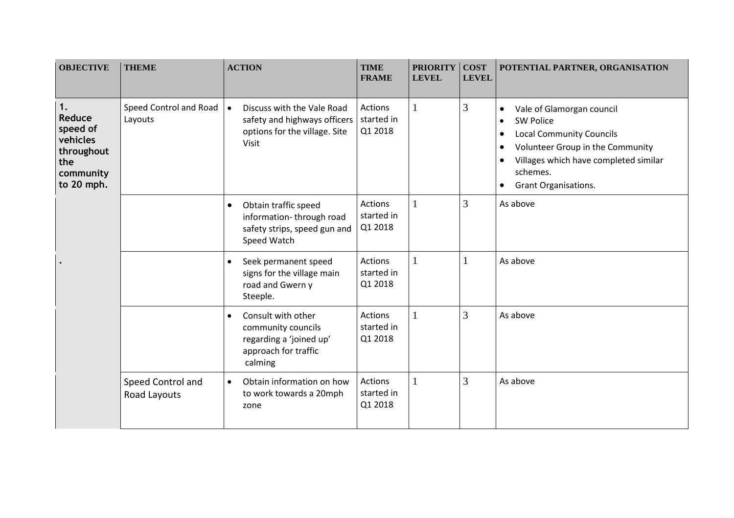| OBJECTIVE | THEME | ACTION | TIME FRAME | PRIORITY LEVEL | COST LEVEL | POTENTIAL PARTNER, ORGANISATION |
|---|---|---|---|---|---|---|
| **1. Reduce speed of vehicles throughout the community to 20 mph.** | Speed Control and Road Layouts | • Discuss with the Vale Road safety and highways officers options for the village. Site Visit | Actions started in Q1 2018 | 1 | 3 | • Vale of Glamorgan council<br>• SW Police<br>• Local Community Councils<br>• Volunteer Group in the Community<br>• Villages which have completed similar schemes.<br>• Grant Organisations. |
| | | • Obtain traffic speed information- through road safety strips, speed gun and Speed Watch | Actions started in Q1 2018 | 1 | 3 | As above |
| . | | • Seek permanent speed signs for the village main road and Gwern y Steeple. | Actions started in Q1 2018 | 1 | 1 | As above |
| | | • Consult with other community councils regarding a 'joined up' approach for traffic calming | Actions started in Q1 2018 | 1 | 3 | As above |
| | Speed Control and Road Layouts | • Obtain information on how to work towards a 20mph zone | Actions started in Q1 2018 | 1 | 3 | As above |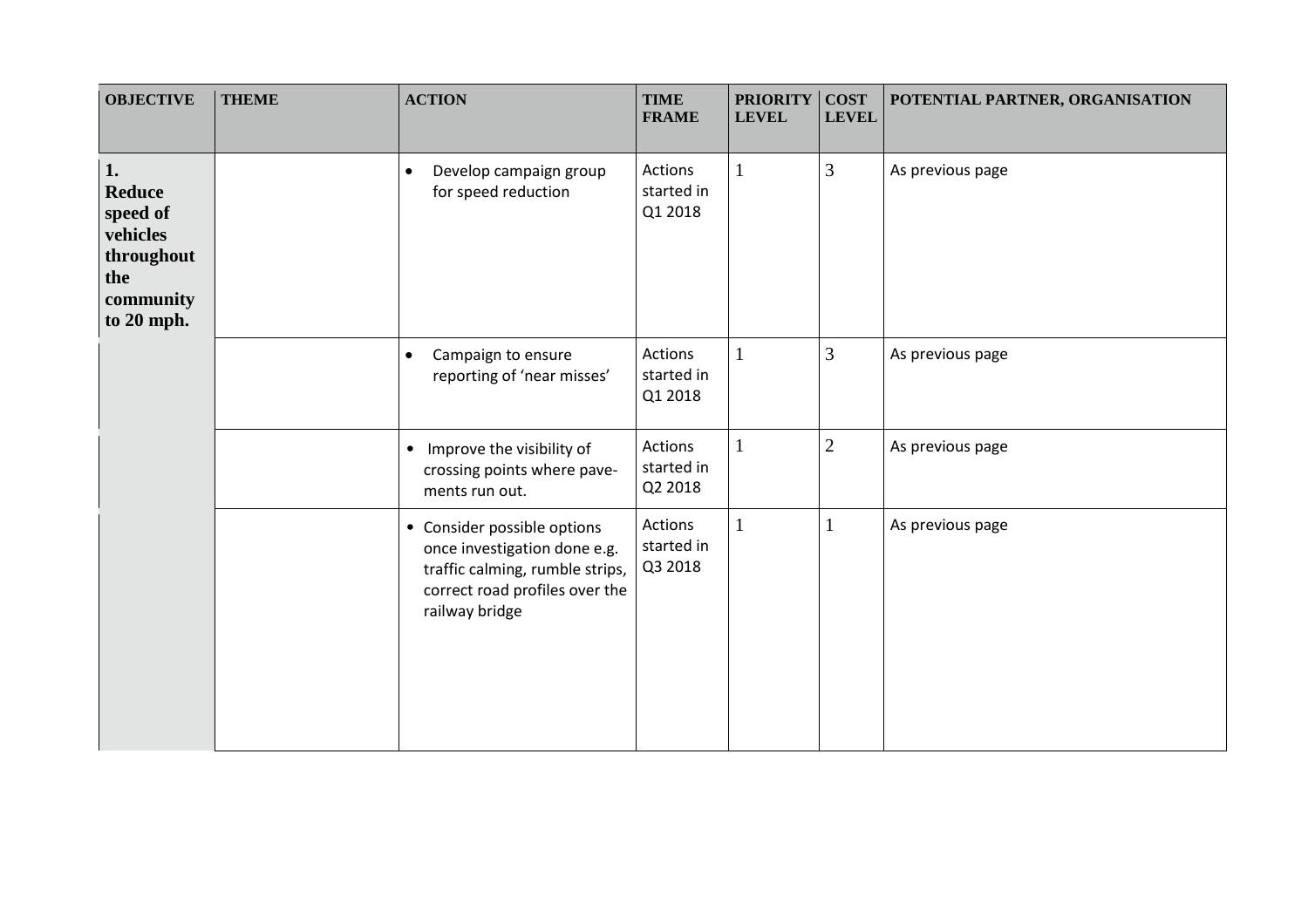| OBJECTIVE | THEME | ACTION | TIME FRAME | PRIORITY LEVEL | COST LEVEL | POTENTIAL PARTNER, ORGANISATION |
|---|---|---|---|---|---|---|
| **1. Reduce speed of vehicles throughout the community to 20 mph.** | | • Develop campaign group for speed reduction | Actions started in Q1 2018 | 1 | 3 | As previous page |
| | | • Campaign to ensure reporting of 'near misses' | Actions started in Q1 2018 | 1 | 3 | As previous page |
| | | • Improve the visibility of crossing points where pavements run out. | Actions started in Q2 2018 | 1 | 2 | As previous page |
| | | • Consider possible options once investigation done e.g. traffic calming, rumble strips, correct road profiles over the railway bridge | Actions started in Q3 2018 | 1 | 1 | As previous page |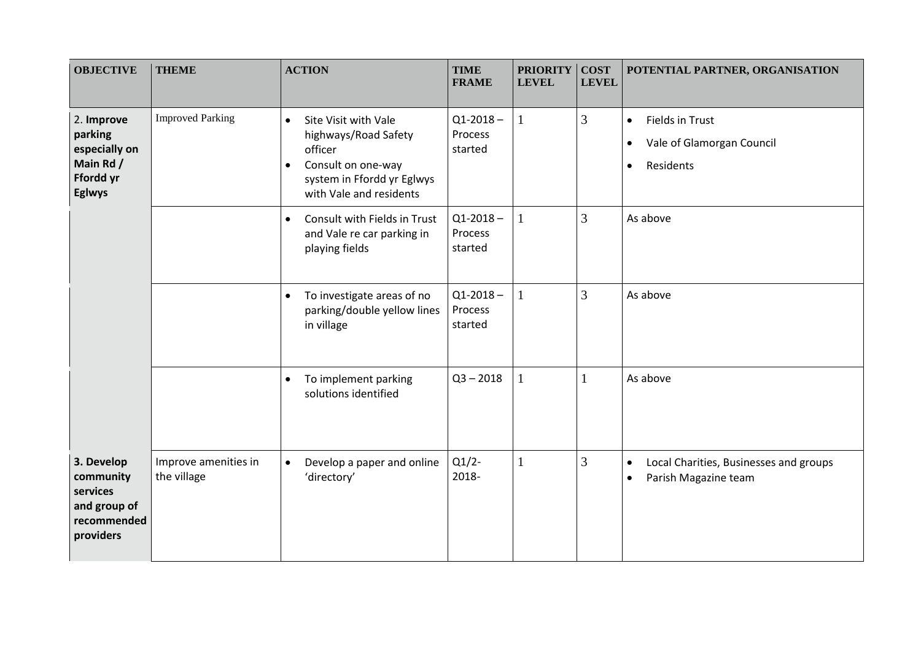| OBJECTIVE | THEME | ACTION | TIME FRAME | PRIORITY LEVEL | COST LEVEL | POTENTIAL PARTNER, ORGANISATION |
|---|---|---|---|---|---|---|
| 2. **Improve parking especially on Main Rd / Ffordd yr Eglwys** | Improved Parking | • Site Visit with Vale highways/Road Safety officer<br>• Consult on one-way system in Ffordd yr Eglwys with Vale and residents | Q1-2018 – Process started | 1 | 3 | • Fields in Trust<br>• Vale of Glamorgan Council<br>• Residents |
| | | • Consult with Fields in Trust and Vale re car parking in playing fields | Q1-2018 – Process started | 1 | 3 | As above |
| | | • To investigate areas of no parking/double yellow lines in village | Q1-2018 – Process started | 1 | 3 | As above |
| | | • To implement parking solutions identified | Q3 – 2018 | 1 | 1 | As above |
| **3. Develop community services and group of recommended providers** | Improve amenities in the village | • Develop a paper and online 'directory' | Q1/2-2018- | 1 | 3 | • Local Charities, Businesses and groups<br>• Parish Magazine team |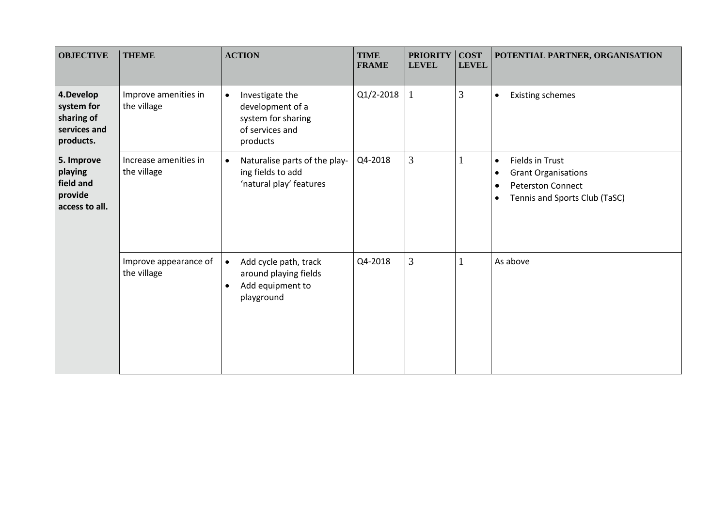| OBJECTIVE | THEME | ACTION | TIME FRAME | PRIORITY LEVEL | COST LEVEL | POTENTIAL PARTNER, ORGANISATION |
|---|---|---|---|---|---|---|
| **4.Develop system for sharing of services and products.** | Improve amenities in the village | • Investigate the development of a system for sharing of services and products | Q1/2-2018 | 1 | 3 | • Existing schemes |
| **5. Improve playing field and provide access to all.** | Increase amenities in the village | • Naturalise parts of the play-ing fields to add 'natural play' features | Q4-2018 | 3 | 1 | • Fields in Trust<br>• Grant Organisations<br>• Peterston Connect<br>• Tennis and Sports Club (TaSC) |
| | Improve appearance of the village | • Add cycle path, track around playing fields<br>• Add equipment to playground | Q4-2018 | 3 | 1 | As above |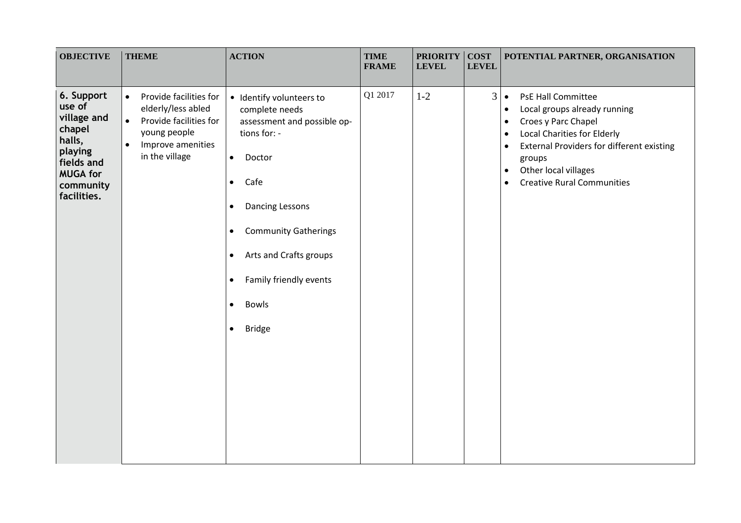| OBJECTIVE | THEME | ACTION | TIME FRAME | PRIORITY LEVEL | COST LEVEL | POTENTIAL PARTNER, ORGANISATION |
|---|---|---|---|---|---|---|
| **6. Support use of village and chapel halls, playing fields and MUGA for community facilities.** | • Provide facilities for elderly/less abled<br>• Provide facilities for young people<br>• Improve amenities in the village | • Identify volunteers to complete needs assessment and possible options for: -<br>• Doctor<br>• Cafe<br>• Dancing Lessons<br>• Community Gatherings<br>• Arts and Crafts groups<br>• Family friendly events<br>• Bowls<br>• Bridge | Q1 2017 | 1-2 | 3 | • PsE Hall Committee<br>• Local groups already running<br>• Croes y Parc Chapel<br>• Local Charities for Elderly<br>• External Providers for different existing groups<br>• Other local villages<br>• Creative Rural Communities |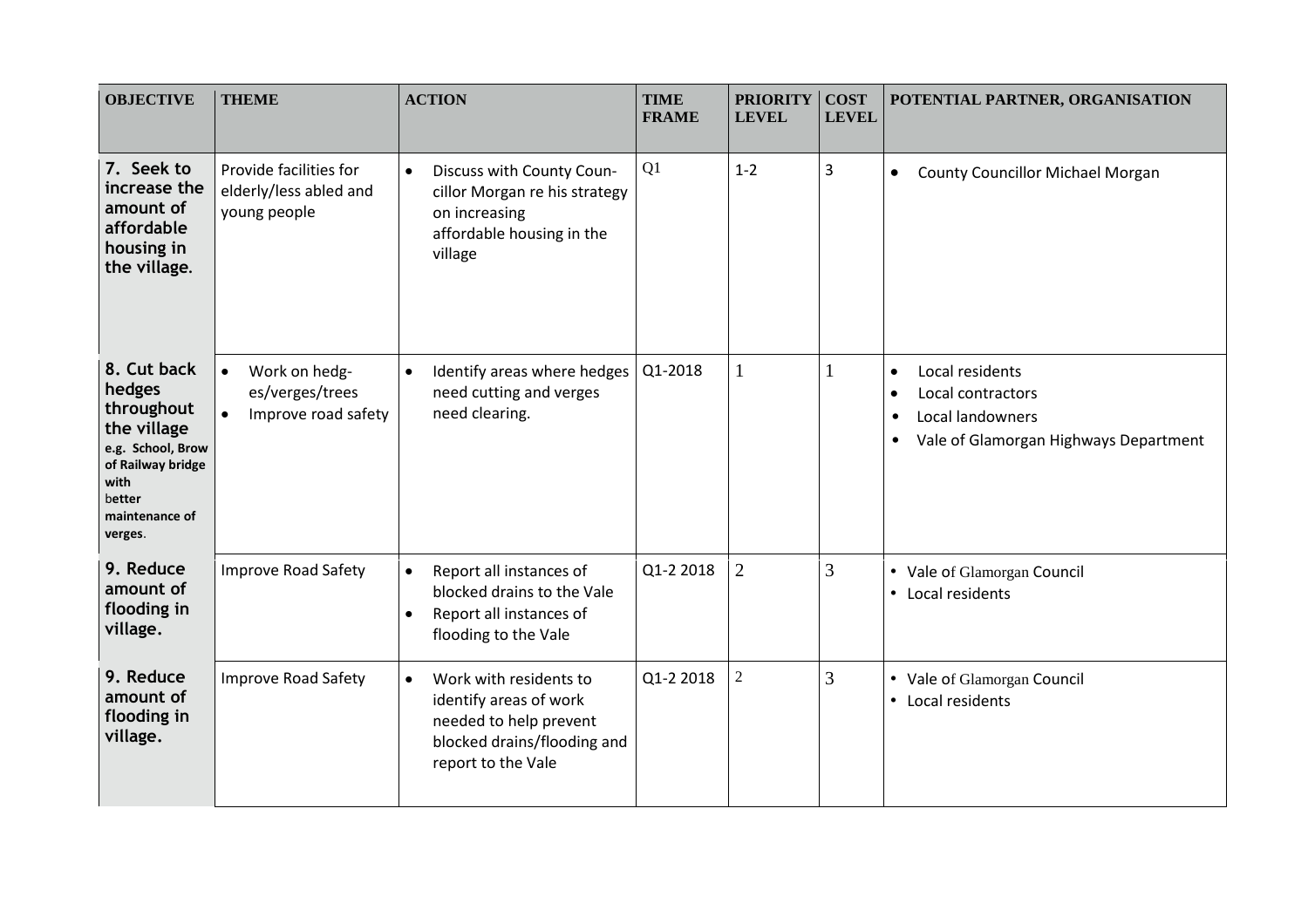| OBJECTIVE | THEME | ACTION | TIME FRAME | PRIORITY LEVEL | COST LEVEL | POTENTIAL PARTNER, ORGANISATION |
|---|---|---|---|---|---|---|
| **7. Seek to increase the amount of affordable housing in the village.** | Provide facilities for elderly/less abled and young people | • Discuss with County Coun-cillor Morgan re his strategy on increasing affordable housing in the village | Q1 | 1-2 | 3 | • County Councillor Michael Morgan |
| **8. Cut back hedges throughout the village e.g. School, Brow of Railway bridge with better maintenance of verges.** | • Work on hedg-es/verges/trees<br>• Improve road safety | • Identify areas where hedges need cutting and verges need clearing. | Q1-2018 | 1 | 1 | • Local residents<br>• Local contractors<br>• Local landowners<br>• Vale of Glamorgan Highways Department |
| **9. Reduce amount of flooding in village.** | Improve Road Safety | • Report all instances of blocked drains to the Vale<br>• Report all instances of flooding to the Vale | Q1-2 2018 | 2 | 3 | • Vale of Glamorgan Council<br>• Local residents |
| **9. Reduce amount of flooding in village.** | Improve Road Safety | • Work with residents to identify areas of work needed to help prevent blocked drains/flooding and report to the Vale | Q1-2 2018 | 2 | 3 | • Vale of Glamorgan Council<br>• Local residents |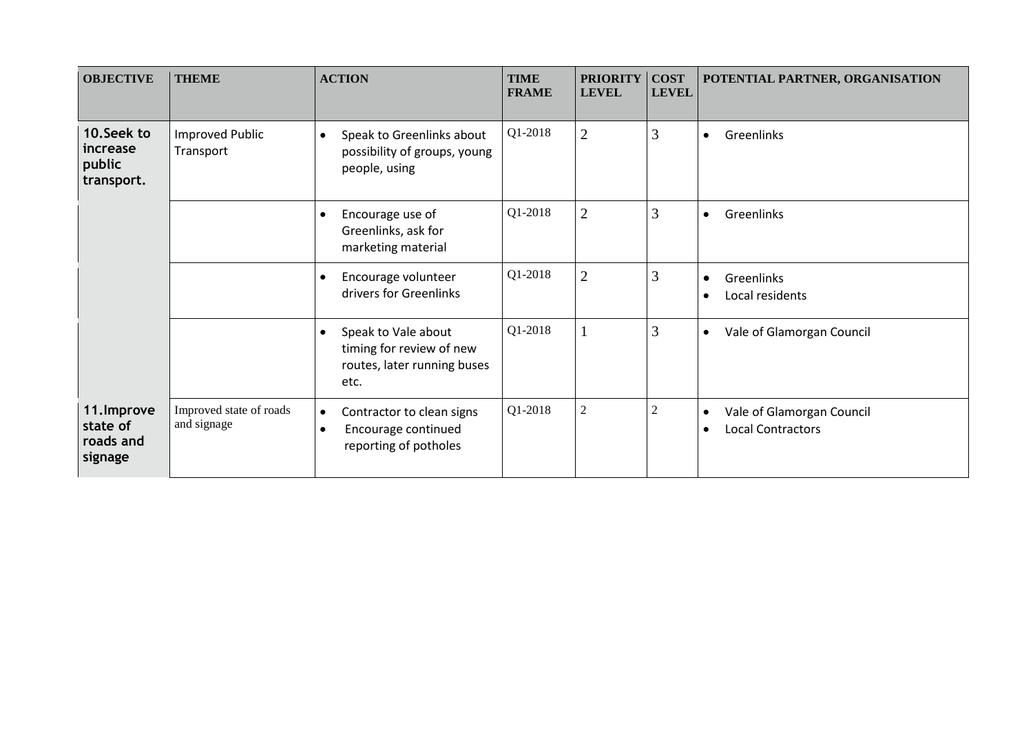| OBJECTIVE | THEME | ACTION | TIME FRAME | PRIORITY LEVEL | COST LEVEL | POTENTIAL PARTNER, ORGANISATION |
|---|---|---|---|---|---|---|
| **10. Seek to increase public transport.** | Improved Public Transport | • Speak to Greenlinks about possibility of groups, young people, using | Q1-2018 | 2 | 3 | • Greenlinks |
| | | • Encourage use of Greenlinks, ask for marketing material | Q1-2018 | 2 | 3 | • Greenlinks |
| | | • Encourage volunteer drivers for Greenlinks | Q1-2018 | 2 | 3 | • Greenlinks<br>• Local residents |
| | | • Speak to Vale about timing for review of new routes, later running buses etc. | Q1-2018 | 1 | 3 | • Vale of Glamorgan Council |
| **11. Improve state of roads and signage** | Improved state of roads and signage | • Contractor to clean signs<br>• Encourage continued reporting of potholes | Q1-2018 | 2 | 2 | • Vale of Glamorgan Council<br>• Local Contractors |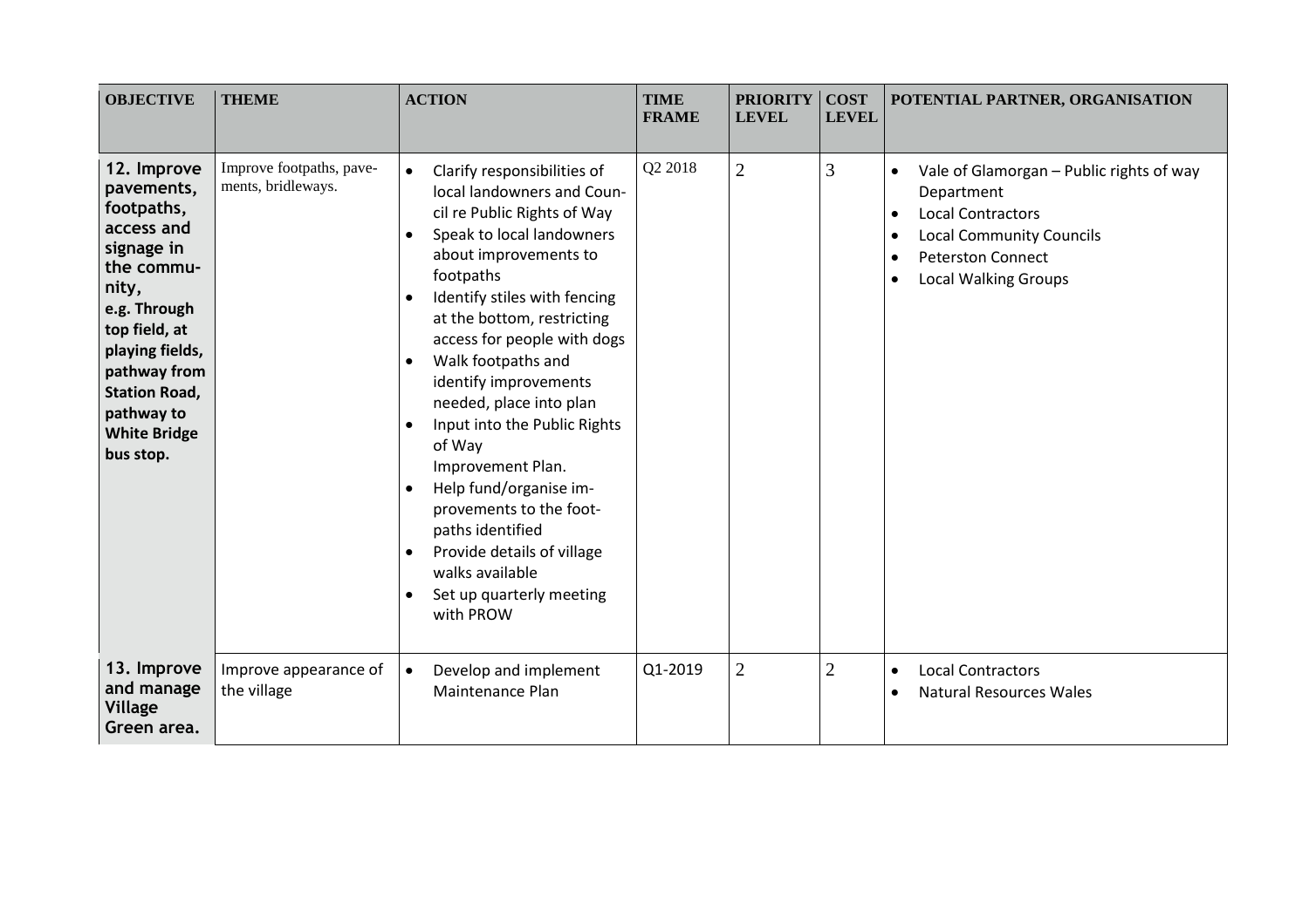| OBJECTIVE | THEME | ACTION | TIME FRAME | PRIORITY LEVEL | COST LEVEL | POTENTIAL PARTNER, ORGANISATION |
|---|---|---|---|---|---|---|
| **12. Improve pavements, footpaths, access and signage in the community, e.g. Through top field, at playing fields, pathway from Station Road, pathway to White Bridge bus stop.** | Improve footpaths, pavements, bridleways. | • Clarify responsibilities of local landowners and Council re Public Rights of Way<br>• Speak to local landowners about improvements to footpaths<br>• Identify stiles with fencing at the bottom, restricting access for people with dogs<br>• Walk footpaths and identify improvements needed, place into plan<br>• Input into the Public Rights of Way Improvement Plan.<br>• Help fund/organise improvements to the footpaths identified<br>• Provide details of village walks available<br>• Set up quarterly meeting with PROW | Q2 2018 | 2 | 3 | • Vale of Glamorgan – Public rights of way Department<br>• Local Contractors<br>• Local Community Councils<br>• Peterston Connect<br>• Local Walking Groups |
| **13. Improve and manage Village Green area.** | Improve appearance of the village | • Develop and implement Maintenance Plan | Q1-2019 | 2 | 2 | • Local Contractors<br>• Natural Resources Wales |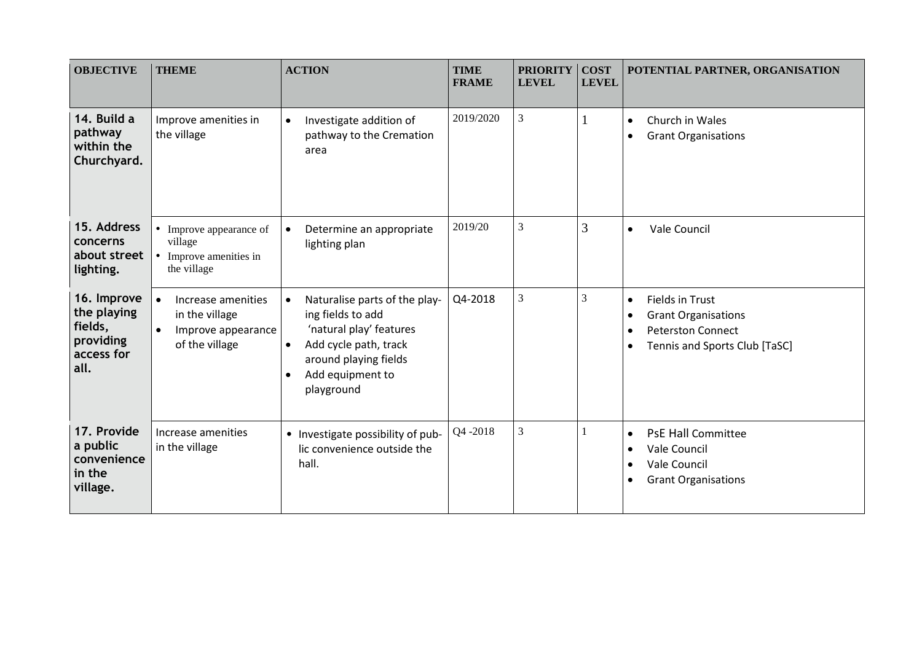| OBJECTIVE | THEME | ACTION | TIME FRAME | PRIORITY LEVEL | COST LEVEL | POTENTIAL PARTNER, ORGANISATION |
|---|---|---|---|---|---|---|
| **14. Build a pathway within the Churchyard.** | Improve amenities in the village | • Investigate addition of pathway to the Cremation area | 2019/2020 | 3 | 1 | • Church in Wales<br>• Grant Organisations |
| **15. Address concerns about street lighting.** | • Improve appearance of village<br>• Improve amenities in the village | • Determine an appropriate lighting plan | 2019/20 | 3 | 3 | • Vale Council |
| **16. Improve the playing fields, providing access for all.** | • Increase amenities in the village<br>• Improve appearance of the village | • Naturalise parts of the playing fields to add 'natural play' features<br>• Add cycle path, track around playing fields<br>• Add equipment to playground | Q4-2018 | 3 | 3 | • Fields in Trust<br>• Grant Organisations<br>• Peterston Connect<br>• Tennis and Sports Club [TaSC] |
| **17. Provide a public convenience in the village.** | Increase amenities in the village | • Investigate possibility of public convenience outside the hall. | Q4 -2018 | 3 | 1 | • PsE Hall Committee<br>• Vale Council<br>• Vale Council<br>• Grant Organisations |